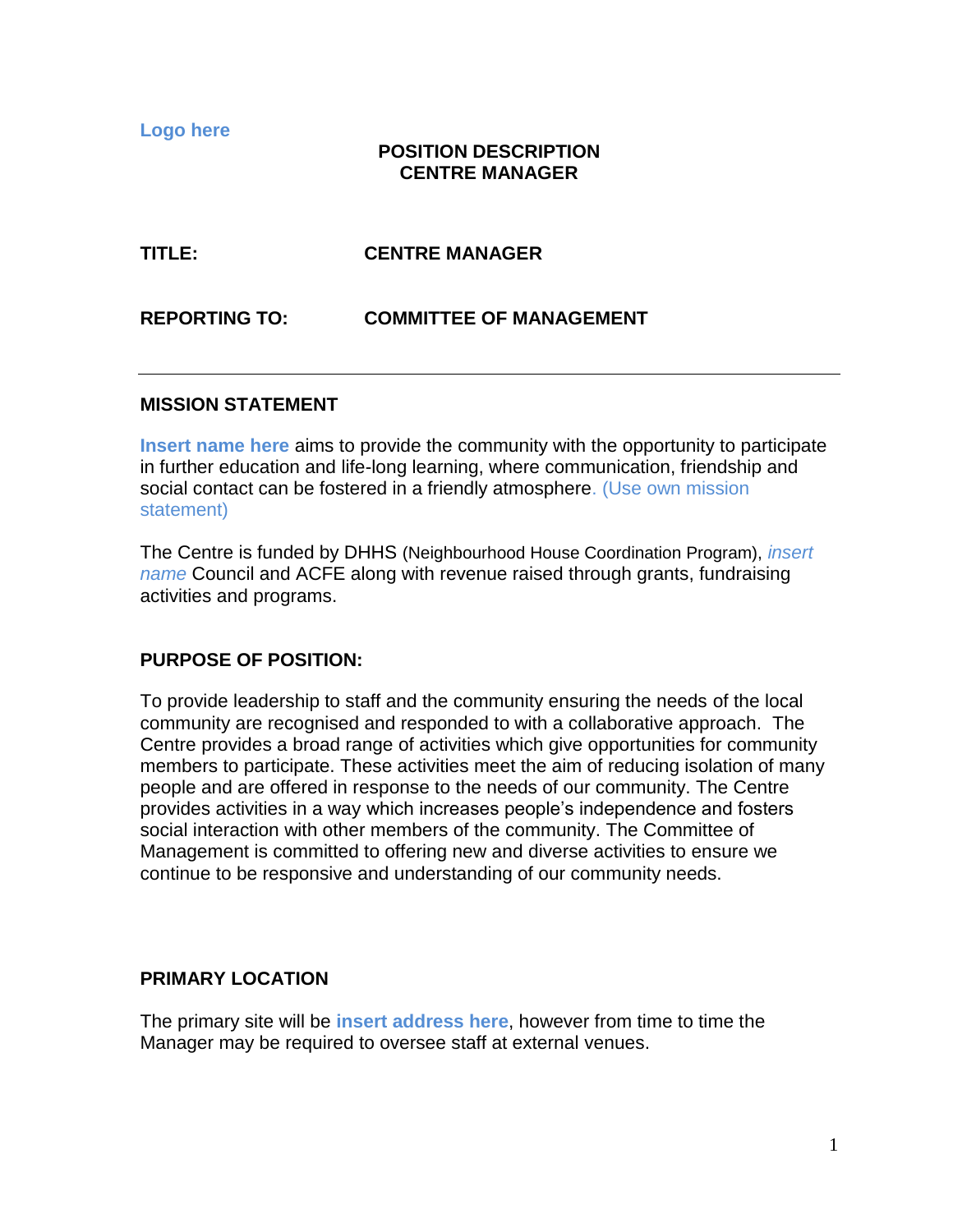**Logo here**

# POSITION DESCRIPTION
# CENTRE MANAGER

**TITLE:** **CENTRE MANAGER**

**REPORTING TO:** **COMMITTEE OF MANAGEMENT**

---

## MISSION STATEMENT

**Insert name here** aims to provide the community with the opportunity to participate in further education and life-long learning, where communication, friendship and social contact can be fostered in a friendly atmosphere. (Use own mission statement)

The Centre is funded by DHHS (Neighbourhood House Coordination Program), *insert name* Council and ACFE along with revenue raised through grants, fundraising activities and programs.

## PURPOSE OF POSITION:

To provide leadership to staff and the community ensuring the needs of the local community are recognised and responded to with a collaborative approach. The Centre provides a broad range of activities which give opportunities for community members to participate. These activities meet the aim of reducing isolation of many people and are offered in response to the needs of our community. The Centre provides activities in a way which increases people's independence and fosters social interaction with other members of the community. The Committee of Management is committed to offering new and diverse activities to ensure we continue to be responsive and understanding of our community needs.

## PRIMARY LOCATION

The primary site will be **insert address here**, however from time to time the Manager may be required to oversee staff at external venues.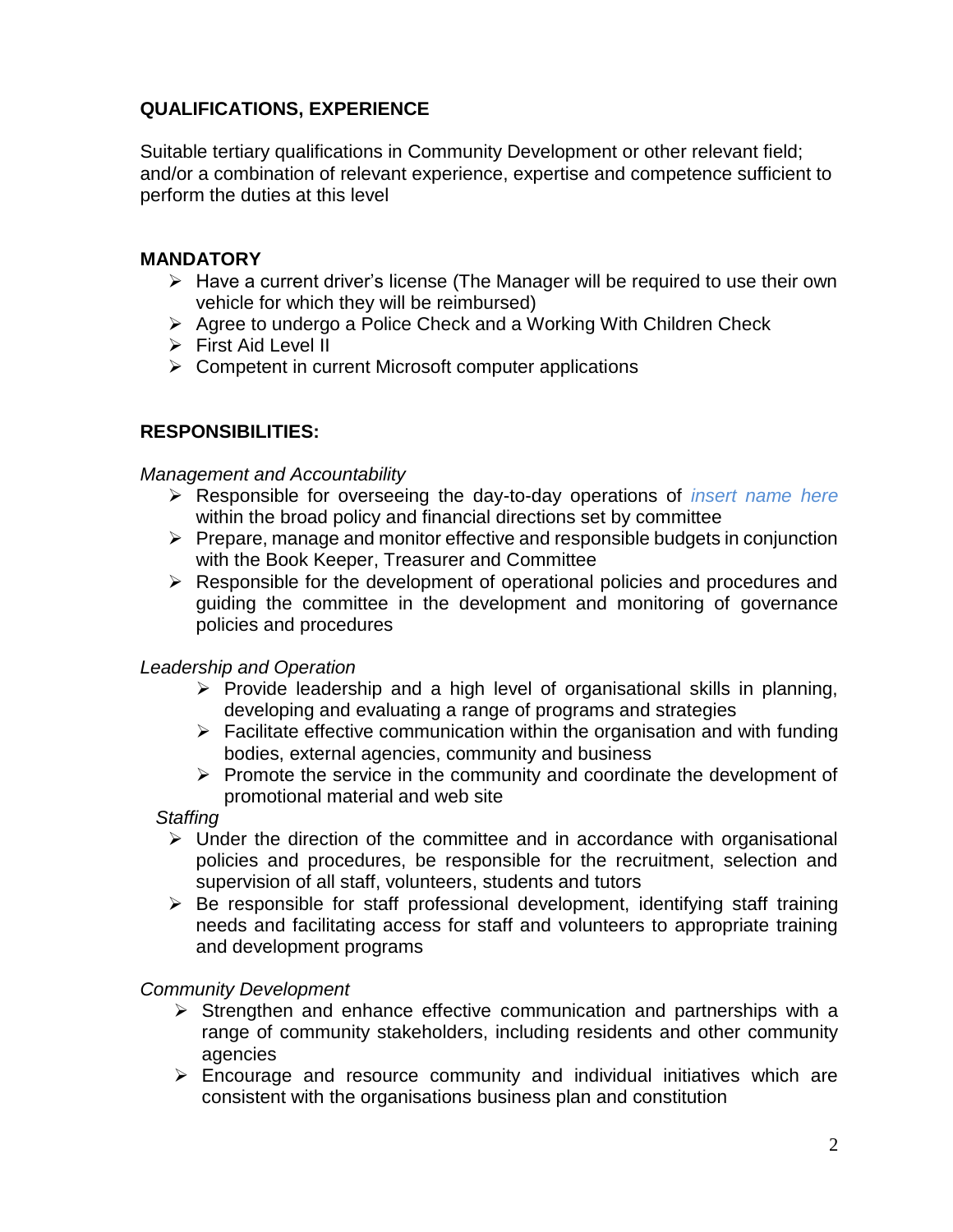## QUALIFICATIONS, EXPERIENCE

Suitable tertiary qualifications in Community Development or other relevant field; and/or a combination of relevant experience, expertise and competence sufficient to perform the duties at this level

## MANDATORY

- Have a current driver's license (The Manager will be required to use their own vehicle for which they will be reimbursed)
- Agree to undergo a Police Check and a Working With Children Check
- First Aid Level II
- Competent in current Microsoft computer applications

## RESPONSIBILITIES:

*Management and Accountability*

- Responsible for overseeing the day-to-day operations of *insert name here* within the broad policy and financial directions set by committee
- Prepare, manage and monitor effective and responsible budgets in conjunction with the Book Keeper, Treasurer and Committee
- Responsible for the development of operational policies and procedures and guiding the committee in the development and monitoring of governance policies and procedures

*Leadership and Operation*

- Provide leadership and a high level of organisational skills in planning, developing and evaluating a range of programs and strategies
- Facilitate effective communication within the organisation and with funding bodies, external agencies, community and business
- Promote the service in the community and coordinate the development of promotional material and web site

*Staffing*

- Under the direction of the committee and in accordance with organisational policies and procedures, be responsible for the recruitment, selection and supervision of all staff, volunteers, students and tutors
- Be responsible for staff professional development, identifying staff training needs and facilitating access for staff and volunteers to appropriate training and development programs

*Community Development*

- Strengthen and enhance effective communication and partnerships with a range of community stakeholders, including residents and other community agencies
- Encourage and resource community and individual initiatives which are consistent with the organisations business plan and constitution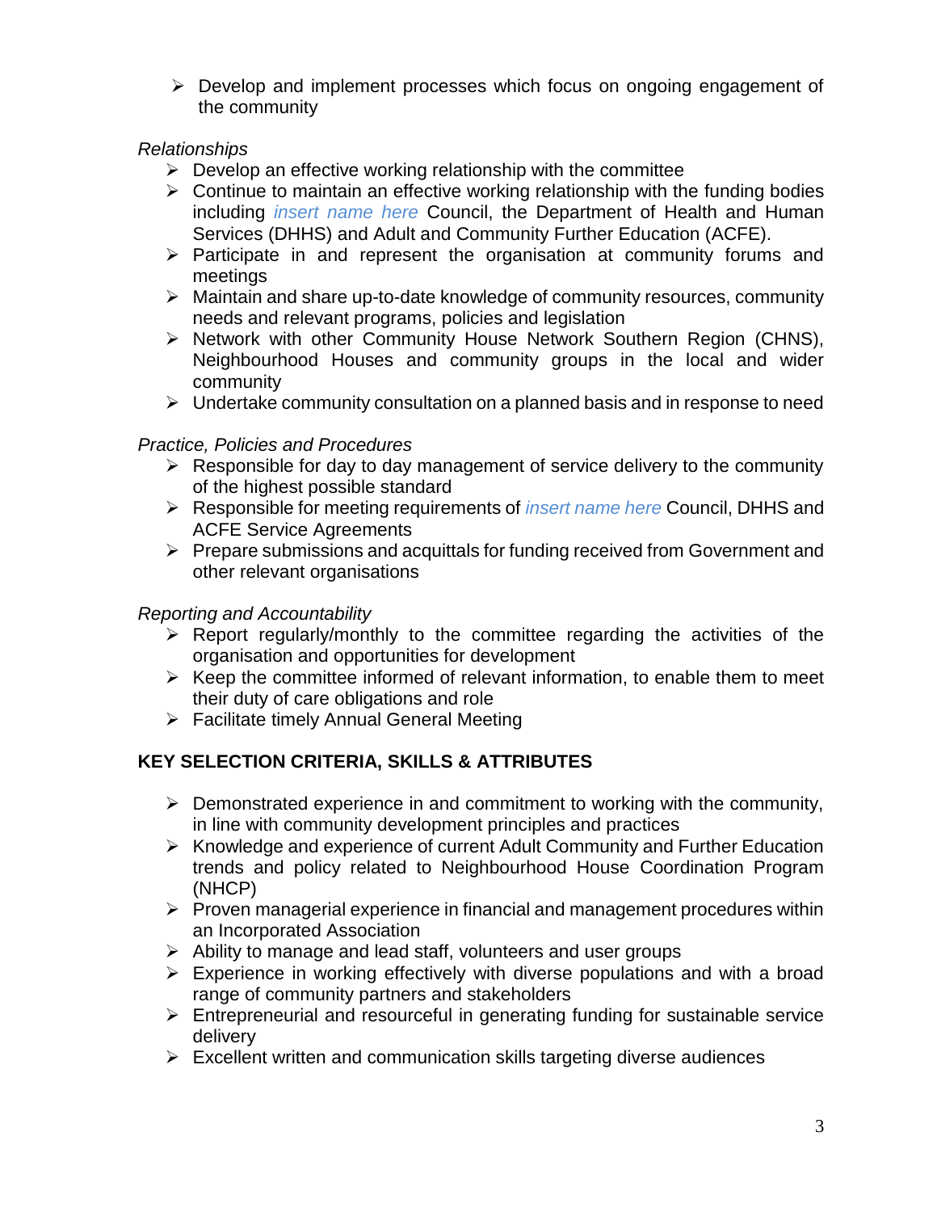- Develop and implement processes which focus on ongoing engagement of the community

*Relationships*

- Develop an effective working relationship with the committee
- Continue to maintain an effective working relationship with the funding bodies including *insert name here* Council, the Department of Health and Human Services (DHHS) and Adult and Community Further Education (ACFE).
- Participate in and represent the organisation at community forums and meetings
- Maintain and share up-to-date knowledge of community resources, community needs and relevant programs, policies and legislation
- Network with other Community House Network Southern Region (CHNS), Neighbourhood Houses and community groups in the local and wider community
- Undertake community consultation on a planned basis and in response to need

*Practice, Policies and Procedures*

- Responsible for day to day management of service delivery to the community of the highest possible standard
- Responsible for meeting requirements of *insert name here* Council, DHHS and ACFE Service Agreements
- Prepare submissions and acquittals for funding received from Government and other relevant organisations

*Reporting and Accountability*

- Report regularly/monthly to the committee regarding the activities of the organisation and opportunities for development
- Keep the committee informed of relevant information, to enable them to meet their duty of care obligations and role
- Facilitate timely Annual General Meeting

## KEY SELECTION CRITERIA, SKILLS & ATTRIBUTES

- Demonstrated experience in and commitment to working with the community, in line with community development principles and practices
- Knowledge and experience of current Adult Community and Further Education trends and policy related to Neighbourhood House Coordination Program (NHCP)
- Proven managerial experience in financial and management procedures within an Incorporated Association
- Ability to manage and lead staff, volunteers and user groups
- Experience in working effectively with diverse populations and with a broad range of community partners and stakeholders
- Entrepreneurial and resourceful in generating funding for sustainable service delivery
- Excellent written and communication skills targeting diverse audiences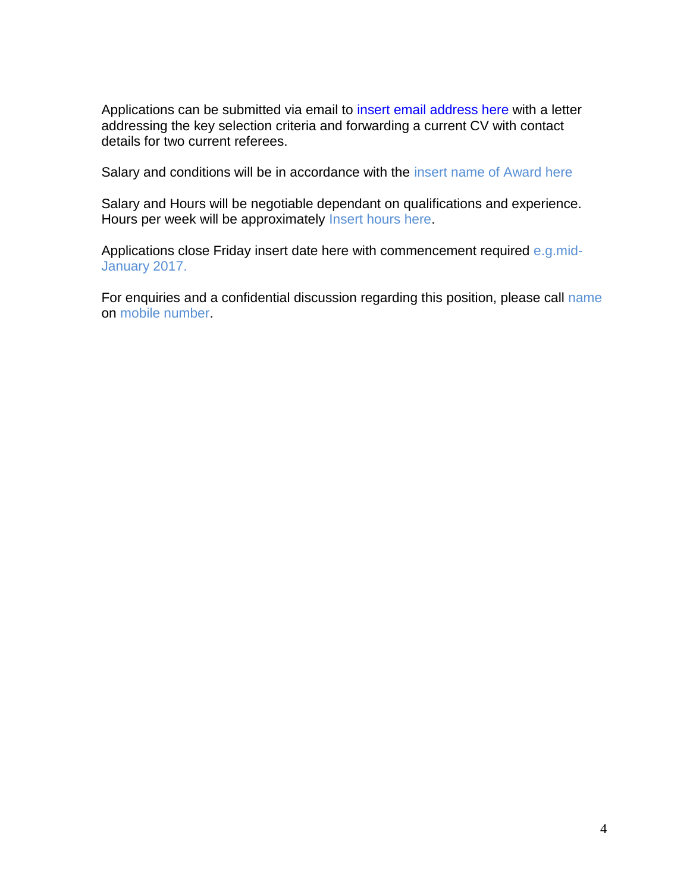Applications can be submitted via email to insert email address here with a letter addressing the key selection criteria and forwarding a current CV with contact details for two current referees.

Salary and conditions will be in accordance with the insert name of Award here

Salary and Hours will be negotiable dependant on qualifications and experience. Hours per week will be approximately Insert hours here.

Applications close Friday insert date here with commencement required e.g.mid-January 2017.

For enquiries and a confidential discussion regarding this position, please call name on mobile number.